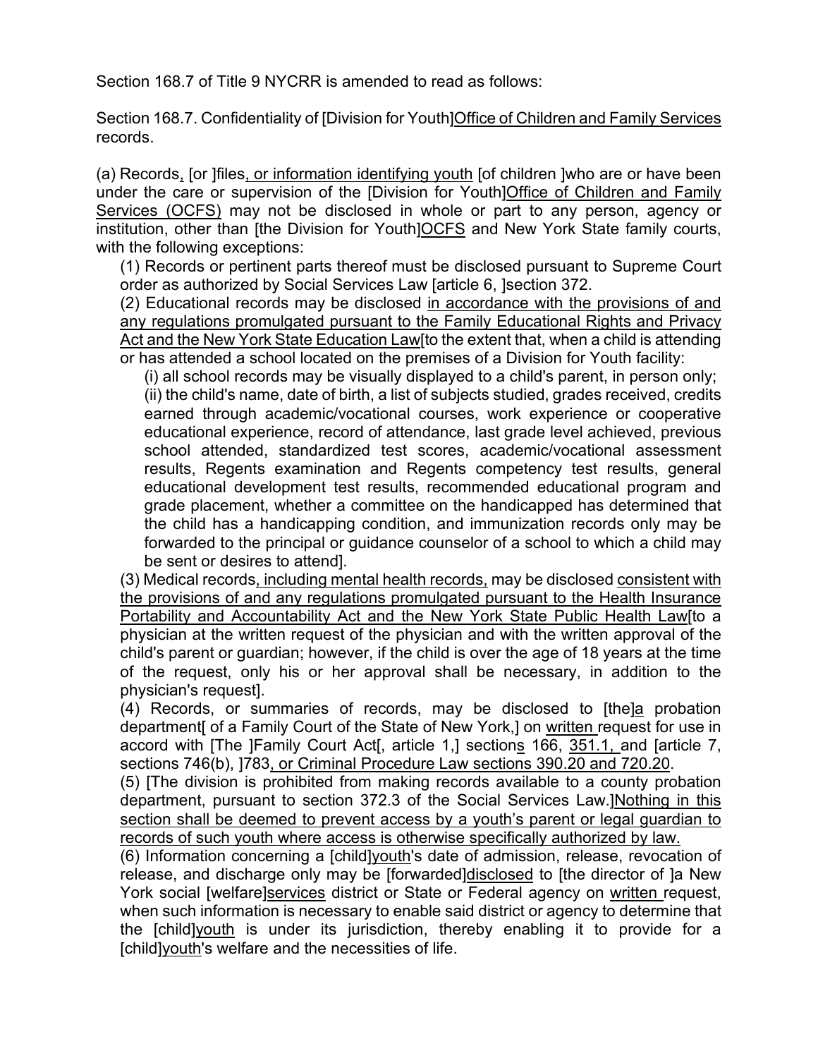Section 168.7 of Title 9 NYCRR is amended to read as follows:

Section 168.7. Confidentiality of [Division for Youth]Office of Children and Family Services records.

(a) Records, [or ]files, or information identifying youth [of children ]who are or have been under the care or supervision of the [Division for Youth]Office of Children and Family Services (OCFS) may not be disclosed in whole or part to any person, agency or institution, other than [the Division for Youth]OCFS and New York State family courts, with the following exceptions:

(1) Records or pertinent parts thereof must be disclosed pursuant to Supreme Court order as authorized by Social Services Law [article 6, ]section 372.

(2) Educational records may be disclosed in accordance with the provisions of and any regulations promulgated pursuant to the Family Educational Rights and Privacy Act and the New York State Education Law[to the extent that, when a child is attending or has attended a school located on the premises of a Division for Youth facility:

(i) all school records may be visually displayed to a child's parent, in person only;

(ii) the child's name, date of birth, a list of subjects studied, grades received, credits earned through academic/vocational courses, work experience or cooperative educational experience, record of attendance, last grade level achieved, previous school attended, standardized test scores, academic/vocational assessment results, Regents examination and Regents competency test results, general educational development test results, recommended educational program and grade placement, whether a committee on the handicapped has determined that the child has a handicapping condition, and immunization records only may be forwarded to the principal or guidance counselor of a school to which a child may be sent or desires to attend].

(3) Medical records, including mental health records, may be disclosed consistent with the provisions of and any regulations promulgated pursuant to the Health Insurance Portability and Accountability Act and the New York State Public Health Law[to a physician at the written request of the physician and with the written approval of the child's parent or guardian; however, if the child is over the age of 18 years at the time of the request, only his or her approval shall be necessary, in addition to the physician's request].

(4) Records, or summaries of records, may be disclosed to [the]a probation department[ of a Family Court of the State of New York,] on written request for use in accord with [The ]Family Court Act[, article 1,] sections 166, 351.1, and [article 7, sections 746(b), ]783, or Criminal Procedure Law sections 390.20 and 720.20.

(5) [The division is prohibited from making records available to a county probation department, pursuant to section 372.3 of the Social Services Law.]Nothing in this section shall be deemed to prevent access by a youth's parent or legal guardian to records of such youth where access is otherwise specifically authorized by law.

(6) Information concerning a [child]youth's date of admission, release, revocation of release, and discharge only may be [forwarded]disclosed to [the director of ]a New York social [welfare]services district or State or Federal agency on written request, when such information is necessary to enable said district or agency to determine that the [child]youth is under its jurisdiction, thereby enabling it to provide for a [child]youth's welfare and the necessities of life.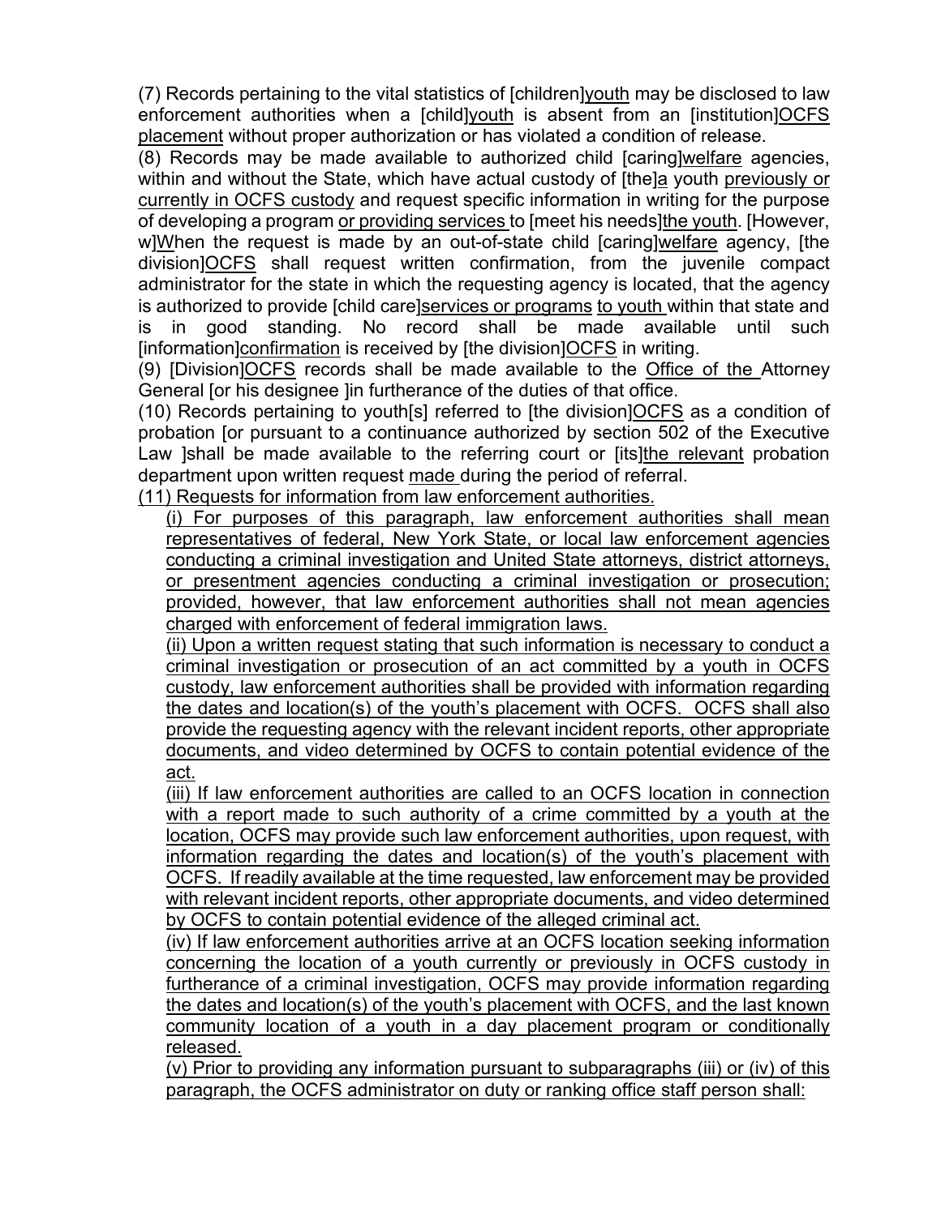(7) Records pertaining to the vital statistics of [children]youth may be disclosed to law enforcement authorities when a [child]youth is absent from an [institution]OCFS placement without proper authorization or has violated a condition of release.

(8) Records may be made available to authorized child [caring]welfare agencies, within and without the State, which have actual custody of [the]a youth previously or currently in OCFS custody and request specific information in writing for the purpose of developing a program or providing services to [meet his needs]the youth. [However, w]When the request is made by an out-of-state child [caring]welfare agency, [the division]OCFS shall request written confirmation, from the juvenile compact administrator for the state in which the requesting agency is located, that the agency is authorized to provide [child care]services or programs to youth within that state and is in good standing. No record shall be made available until such [information]confirmation is received by [the division]OCFS in writing.

(9) [Division]OCFS records shall be made available to the Office of the Attorney General [or his designee ]in furtherance of the duties of that office.

(10) Records pertaining to youth[s] referred to [the division]OCFS as a condition of probation [or pursuant to a continuance authorized by section 502 of the Executive Law ]shall be made available to the referring court or [its]the relevant probation department upon written request made during the period of referral.

(11) Requests for information from law enforcement authorities.

(i) For purposes of this paragraph, law enforcement authorities shall mean representatives of federal, New York State, or local law enforcement agencies conducting a criminal investigation and United State attorneys, district attorneys, or presentment agencies conducting a criminal investigation or prosecution; provided, however, that law enforcement authorities shall not mean agencies charged with enforcement of federal immigration laws.

(ii) Upon a written request stating that such information is necessary to conduct a criminal investigation or prosecution of an act committed by a youth in OCFS custody, law enforcement authorities shall be provided with information regarding the dates and location(s) of the youth's placement with OCFS. OCFS shall also provide the requesting agency with the relevant incident reports, other appropriate documents, and video determined by OCFS to contain potential evidence of the act.

(iii) If law enforcement authorities are called to an OCFS location in connection with a report made to such authority of a crime committed by a youth at the location, OCFS may provide such law enforcement authorities, upon request, with information regarding the dates and location(s) of the youth's placement with OCFS. If readily available at the time requested, law enforcement may be provided with relevant incident reports, other appropriate documents, and video determined by OCFS to contain potential evidence of the alleged criminal act.

(iv) If law enforcement authorities arrive at an OCFS location seeking information concerning the location of a youth currently or previously in OCFS custody in furtherance of a criminal investigation, OCFS may provide information regarding the dates and location(s) of the youth's placement with OCFS, and the last known community location of a youth in a day placement program or conditionally released.

(v) Prior to providing any information pursuant to subparagraphs (iii) or (iv) of this paragraph, the OCFS administrator on duty or ranking office staff person shall: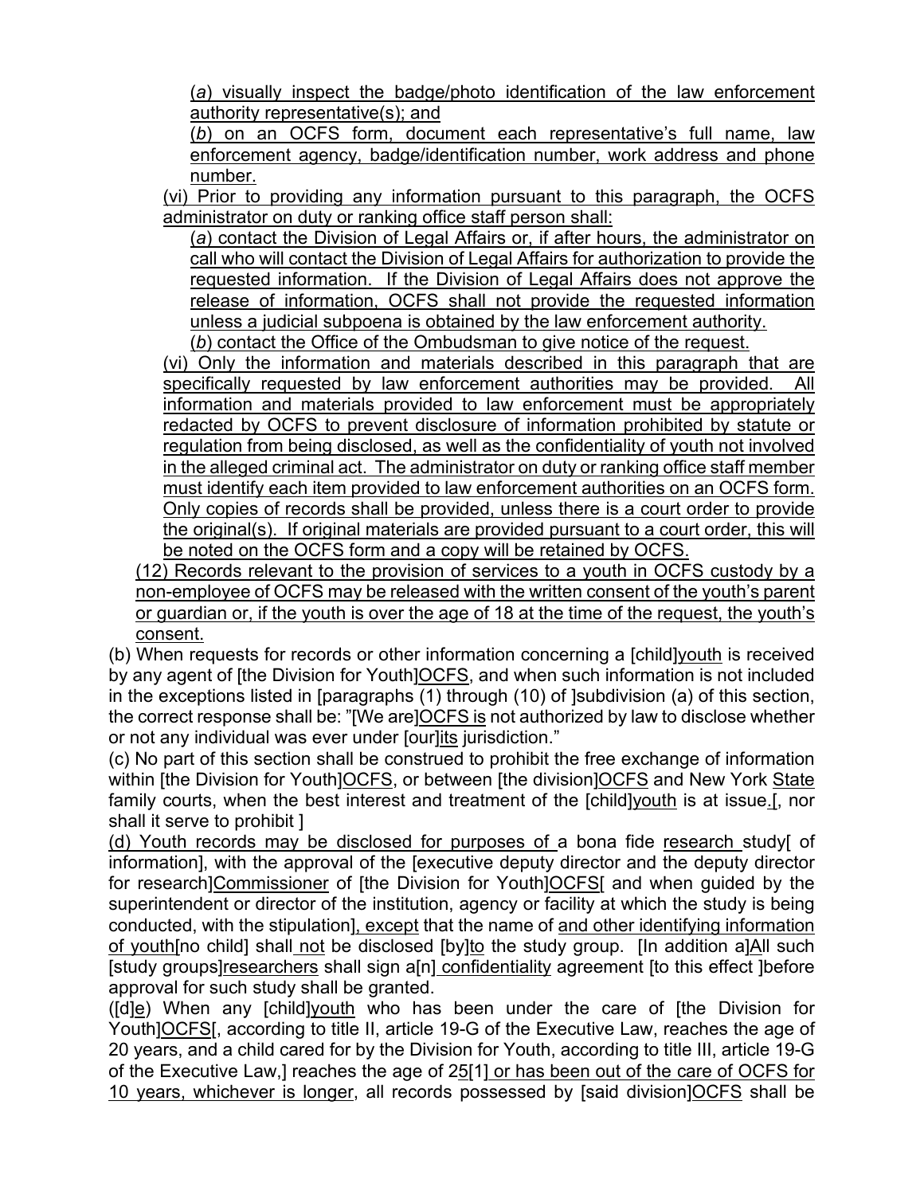(*a*) visually inspect the badge/photo identification of the law enforcement authority representative(s); and

(*b*) on an OCFS form, document each representative's full name, law enforcement agency, badge/identification number, work address and phone number.

(vi) Prior to providing any information pursuant to this paragraph, the OCFS administrator on duty or ranking office staff person shall:

(*a*) contact the Division of Legal Affairs or, if after hours, the administrator on call who will contact the Division of Legal Affairs for authorization to provide the requested information. If the Division of Legal Affairs does not approve the release of information, OCFS shall not provide the requested information unless a judicial subpoena is obtained by the law enforcement authority.

(*b*) contact the Office of the Ombudsman to give notice of the request.

(vi) Only the information and materials described in this paragraph that are specifically requested by law enforcement authorities may be provided. All information and materials provided to law enforcement must be appropriately redacted by OCFS to prevent disclosure of information prohibited by statute or regulation from being disclosed, as well as the confidentiality of youth not involved in the alleged criminal act. The administrator on duty or ranking office staff member must identify each item provided to law enforcement authorities on an OCFS form. Only copies of records shall be provided, unless there is a court order to provide the original(s). If original materials are provided pursuant to a court order, this will be noted on the OCFS form and a copy will be retained by OCFS.

(12) Records relevant to the provision of services to a youth in OCFS custody by a non-employee of OCFS may be released with the written consent of the youth's parent or guardian or, if the youth is over the age of 18 at the time of the request, the youth's consent.

(b) When requests for records or other information concerning a [child]youth is received by any agent of [the Division for Youth]OCFS, and when such information is not included in the exceptions listed in [paragraphs (1) through (10) of ]subdivision (a) of this section, the correct response shall be: "[We are]OCFS is not authorized by law to disclose whether or not any individual was ever under [our]its jurisdiction."

(c) No part of this section shall be construed to prohibit the free exchange of information within [the Division for Youth]OCFS, or between [the division]OCFS and New York State family courts, when the best interest and treatment of the [child]youth is at issue.[, nor shall it serve to prohibit ]

(d) Youth records may be disclosed for purposes of a bona fide research study[ of information], with the approval of the [executive deputy director and the deputy director for research]Commissioner of [the Division for Youth]OCFS[ and when guided by the superintendent or director of the institution, agency or facility at which the study is being conducted, with the stipulation], except that the name of and other identifying information of youth[no child] shall not be disclosed [by]to the study group. [In addition a]All such [study groups]researchers shall sign a[n] confidentiality agreement [to this effect ]before approval for such study shall be granted.

([d]e) When any [child]youth who has been under the care of [the Division for Youth]OCFS[, according to title II, article 19-G of the Executive Law, reaches the age of 20 years, and a child cared for by the Division for Youth, according to title III, article 19-G of the Executive Law,] reaches the age of 25[1] or has been out of the care of OCFS for 10 years, whichever is longer, all records possessed by [said division]OCFS shall be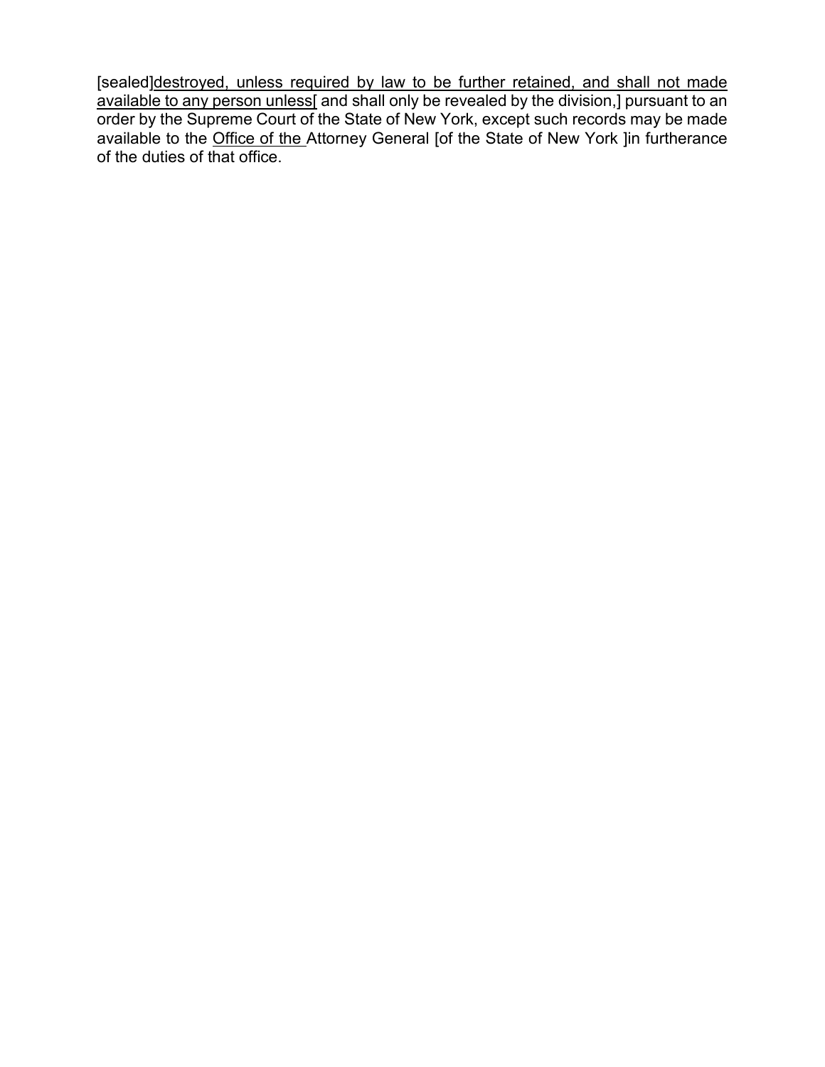[sealed]<u>destroyed, unless required by law to be further retained, and shall not made available to any person unless</u>[ and shall only be revealed by the division,] pursuant to an order by the Supreme Court of the State of New York, except such records may be made available to the <u>Office of the </u>Attorney General [of the State of New York ]in furtherance of the duties of that office.